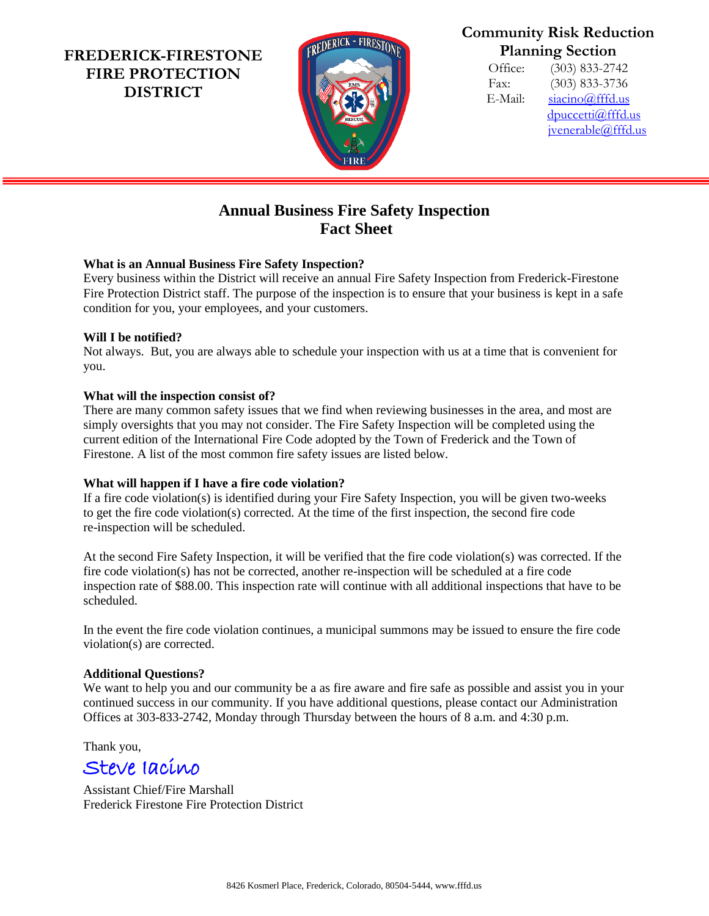**FREDERICK-FIRESTONE FIRE PROTECTION DISTRICT**

**Community Risk Reduction Planning Section**

Office: (303) 833-2742
Fax: (303) 833-3736
E-Mail: siacino@fffd.us
dpuccetti@fffd.us
jvenerable@fffd.us

# Annual Business Fire Safety Inspection Fact Sheet

**What is an Annual Business Fire Safety Inspection?**
Every business within the District will receive an annual Fire Safety Inspection from Frederick-Firestone Fire Protection District staff. The purpose of the inspection is to ensure that your business is kept in a safe condition for you, your employees, and your customers.

**Will I be notified?**
Not always. But, you are always able to schedule your inspection with us at a time that is convenient for you.

**What will the inspection consist of?**
There are many common safety issues that we find when reviewing businesses in the area, and most are simply oversights that you may not consider. The Fire Safety Inspection will be completed using the current edition of the International Fire Code adopted by the Town of Frederick and the Town of Firestone. A list of the most common fire safety issues are listed below.

**What will happen if I have a fire code violation?**
If a fire code violation(s) is identified during your Fire Safety Inspection, you will be given two-weeks to get the fire code violation(s) corrected. At the time of the first inspection, the second fire code re-inspection will be scheduled.

At the second Fire Safety Inspection, it will be verified that the fire code violation(s) was corrected. If the fire code violation(s) has not be corrected, another re-inspection will be scheduled at a fire code inspection rate of $88.00. This inspection rate will continue with all additional inspections that have to be scheduled.

In the event the fire code violation continues, a municipal summons may be issued to ensure the fire code violation(s) are corrected.

**Additional Questions?**
We want to help you and our community be a as fire aware and fire safe as possible and assist you in your continued success in our community. If you have additional questions, please contact our Administration Offices at 303-833-2742, Monday through Thursday between the hours of 8 a.m. and 4:30 p.m.

Thank you,

Steve Iacino

Assistant Chief/Fire Marshall
Frederick Firestone Fire Protection District

8426 Kosmerl Place, Frederick, Colorado, 80504-5444, www.fffd.us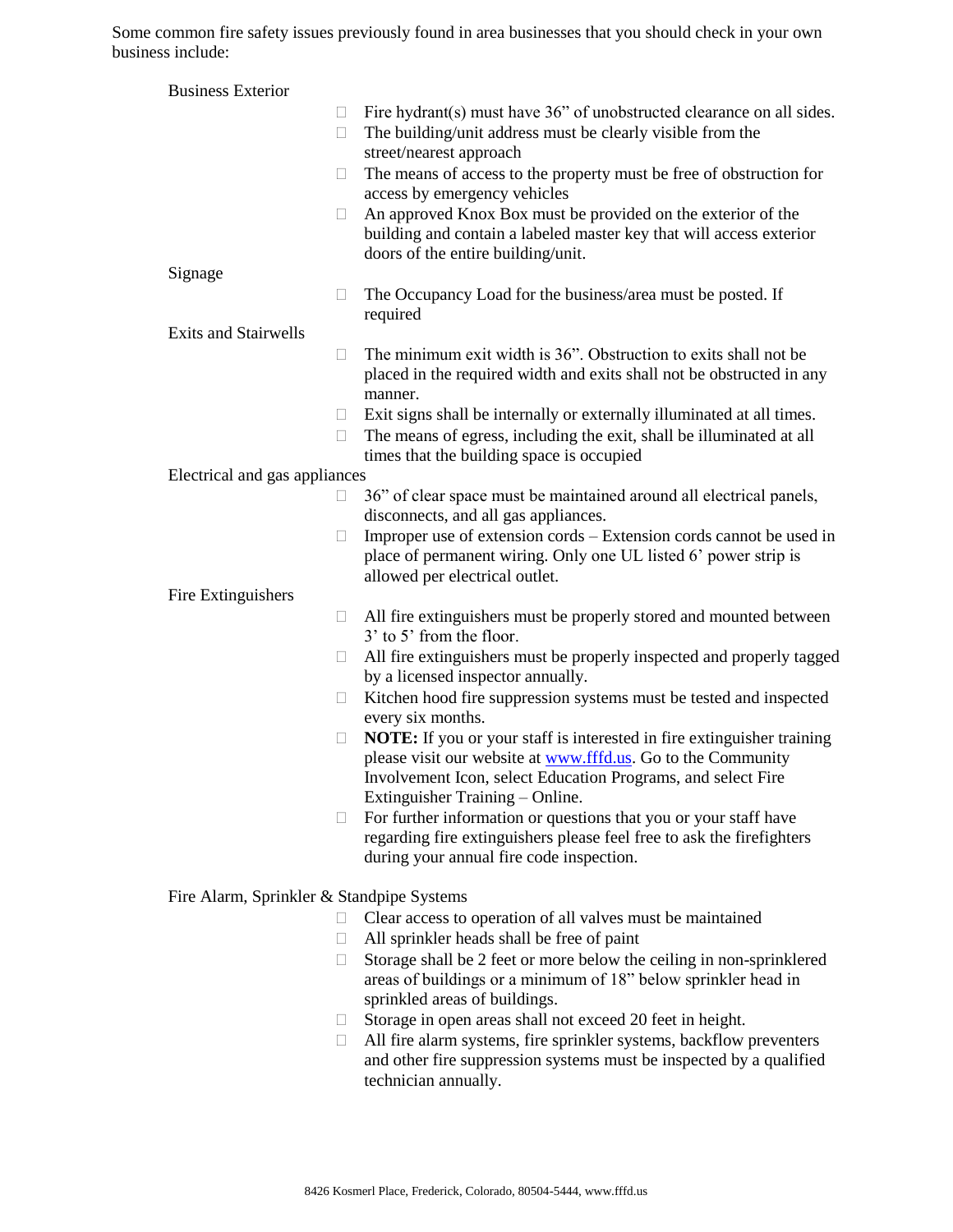Some common fire safety issues previously found in area businesses that you should check in your own business include:

### Business Exterior

- Fire hydrant(s) must have 36" of unobstructed clearance on all sides.
- The building/unit address must be clearly visible from the street/nearest approach
- The means of access to the property must be free of obstruction for access by emergency vehicles
- An approved Knox Box must be provided on the exterior of the building and contain a labeled master key that will access exterior doors of the entire building/unit.

### Signage

- The Occupancy Load for the business/area must be posted. If required

### Exits and Stairwells

- The minimum exit width is 36". Obstruction to exits shall not be placed in the required width and exits shall not be obstructed in any manner.
- Exit signs shall be internally or externally illuminated at all times.
- The means of egress, including the exit, shall be illuminated at all times that the building space is occupied

### Electrical and gas appliances

- 36" of clear space must be maintained around all electrical panels, disconnects, and all gas appliances.
- Improper use of extension cords – Extension cords cannot be used in place of permanent wiring. Only one UL listed 6' power strip is allowed per electrical outlet.

### Fire Extinguishers

- All fire extinguishers must be properly stored and mounted between 3' to 5' from the floor.
- All fire extinguishers must be properly inspected and properly tagged by a licensed inspector annually.
- Kitchen hood fire suppression systems must be tested and inspected every six months.
- **NOTE:** If you or your staff is interested in fire extinguisher training please visit our website at [www.fffd.us](http://www.fffd.us). Go to the Community Involvement Icon, select Education Programs, and select Fire Extinguisher Training – Online.
- For further information or questions that you or your staff have regarding fire extinguishers please feel free to ask the firefighters during your annual fire code inspection.

### Fire Alarm, Sprinkler & Standpipe Systems

- Clear access to operation of all valves must be maintained
- All sprinkler heads shall be free of paint
- Storage shall be 2 feet or more below the ceiling in non-sprinklered areas of buildings or a minimum of 18" below sprinkler head in sprinkled areas of buildings.
- Storage in open areas shall not exceed 20 feet in height.
- All fire alarm systems, fire sprinkler systems, backflow preventers and other fire suppression systems must be inspected by a qualified technician annually.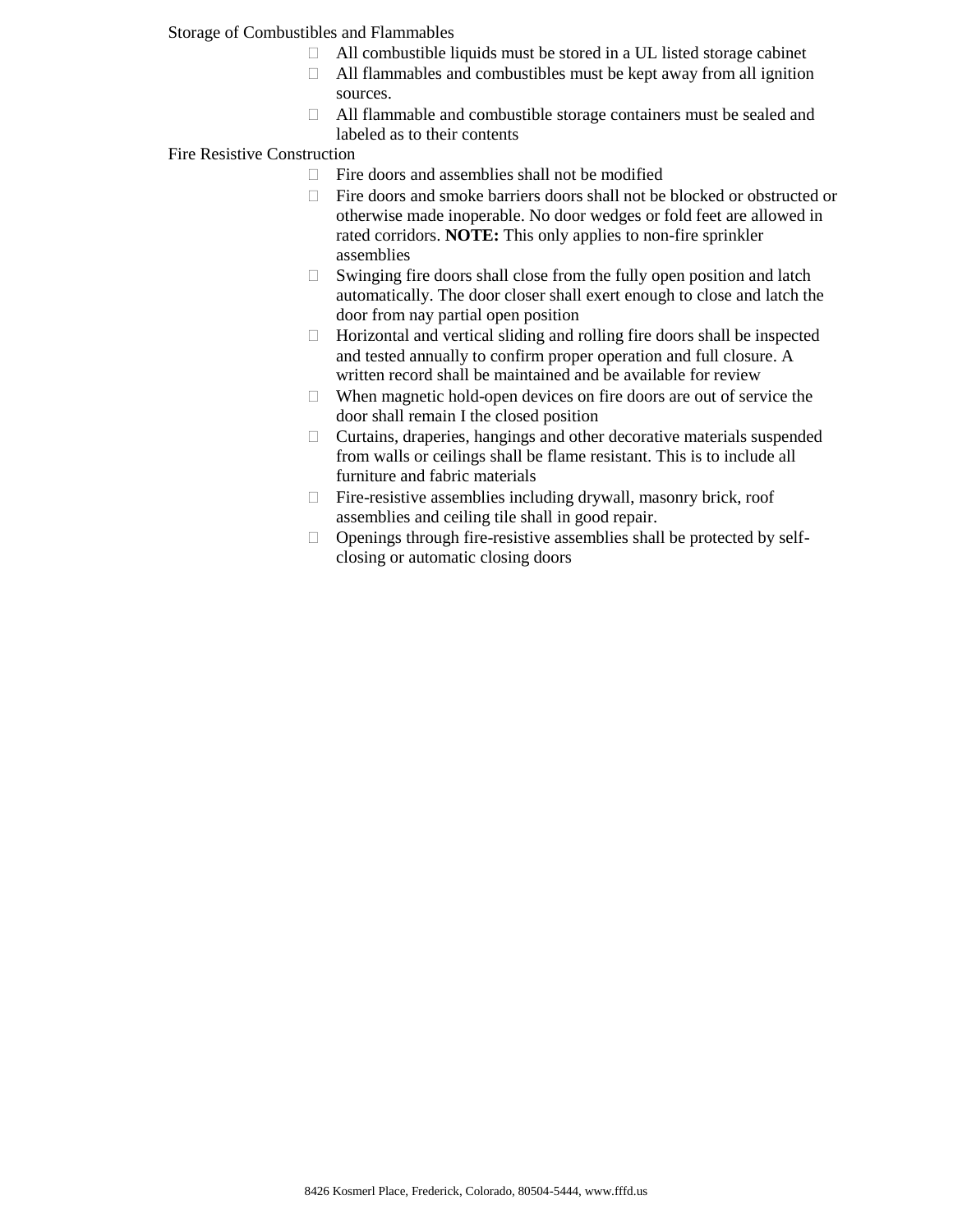Storage of Combustibles and Flammables

- All combustible liquids must be stored in a UL listed storage cabinet
- All flammables and combustibles must be kept away from all ignition sources.
- All flammable and combustible storage containers must be sealed and labeled as to their contents

Fire Resistive Construction

- Fire doors and assemblies shall not be modified
- Fire doors and smoke barriers doors shall not be blocked or obstructed or otherwise made inoperable. No door wedges or fold feet are allowed in rated corridors. **NOTE:** This only applies to non-fire sprinkler assemblies
- Swinging fire doors shall close from the fully open position and latch automatically. The door closer shall exert enough to close and latch the door from nay partial open position
- Horizontal and vertical sliding and rolling fire doors shall be inspected and tested annually to confirm proper operation and full closure. A written record shall be maintained and be available for review
- When magnetic hold-open devices on fire doors are out of service the door shall remain I the closed position
- Curtains, draperies, hangings and other decorative materials suspended from walls or ceilings shall be flame resistant. This is to include all furniture and fabric materials
- Fire-resistive assemblies including drywall, masonry brick, roof assemblies and ceiling tile shall in good repair.
- Openings through fire-resistive assemblies shall be protected by self-closing or automatic closing doors